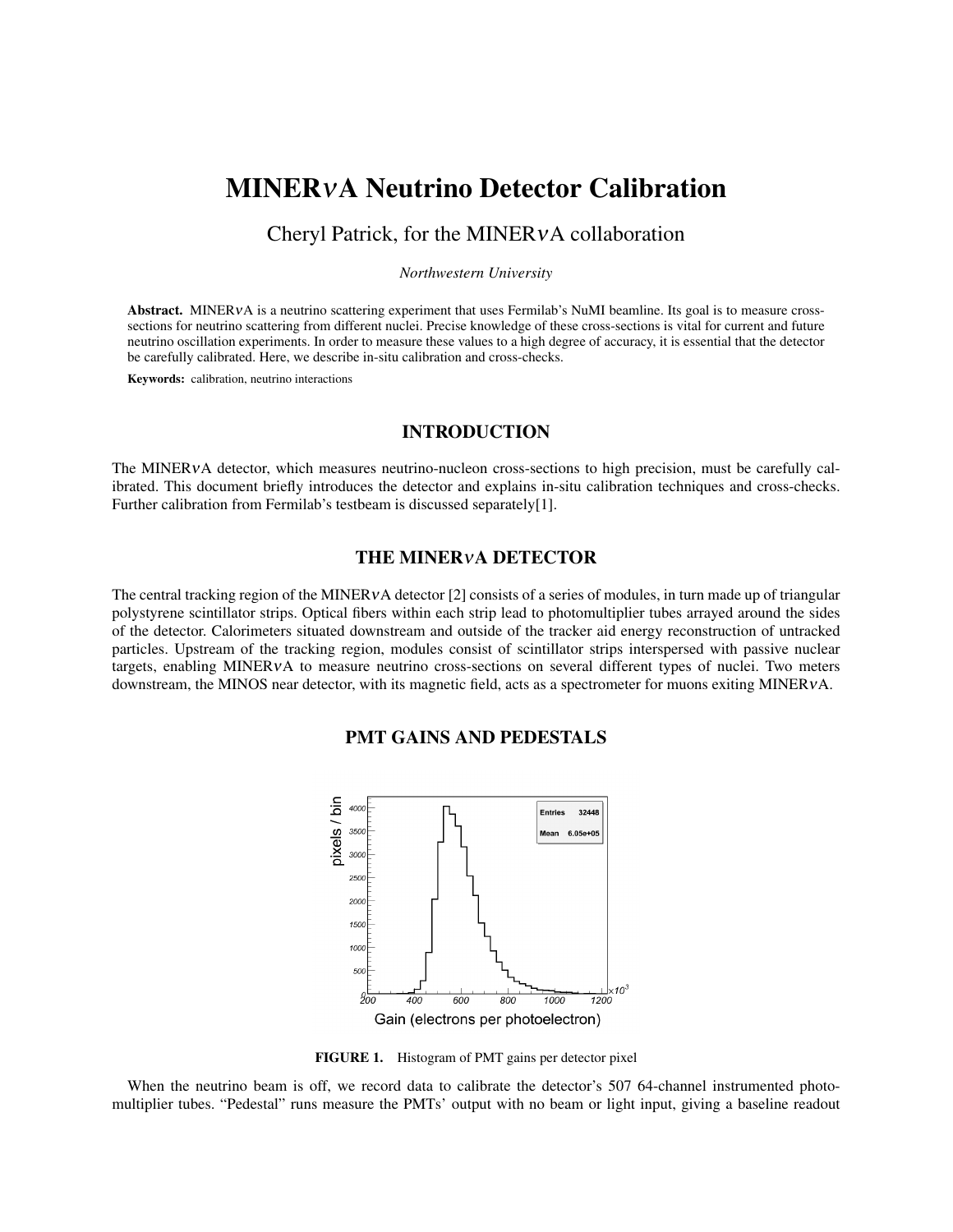# MINER$\nu$A Neutrino Detector Calibration

Cheryl Patrick, for the MINER$\nu$A collaboration

*Northwestern University*

**Abstract.** MINER$\nu$A is a neutrino scattering experiment that uses Fermilab's NuMI beamline. Its goal is to measure cross-sections for neutrino scattering from different nuclei. Precise knowledge of these cross-sections is vital for current and future neutrino oscillation experiments. In order to measure these values to a high degree of accuracy, it is essential that the detector be carefully calibrated. Here, we describe in-situ calibration and cross-checks.

**Keywords:** calibration, neutrino interactions

## INTRODUCTION

The MINER$\nu$A detector, which measures neutrino-nucleon cross-sections to high precision, must be carefully calibrated. This document briefly introduces the detector and explains in-situ calibration techniques and cross-checks. Further calibration from Fermilab's testbeam is discussed separately[1].

## THE MINER$\nu$A DETECTOR

The central tracking region of the MINER$\nu$A detector [2] consists of a series of modules, in turn made up of triangular polystyrene scintillator strips. Optical fibers within each strip lead to photomultiplier tubes arrayed around the sides of the detector. Calorimeters situated downstream and outside of the tracker aid energy reconstruction of untracked particles. Upstream of the tracking region, modules consist of scintillator strips interspersed with passive nuclear targets, enabling MINER$\nu$A to measure neutrino cross-sections on several different types of nuclei. Two meters downstream, the MINOS near detector, with its magnetic field, acts as a spectrometer for muons exiting MINER$\nu$A.

## PMT GAINS AND PEDESTALS

**FIGURE 1.** Histogram of PMT gains per detector pixel

When the neutrino beam is off, we record data to calibrate the detector's 507 64-channel instrumented photomultiplier tubes. "Pedestal" runs measure the PMTs' output with no beam or light input, giving a baseline readout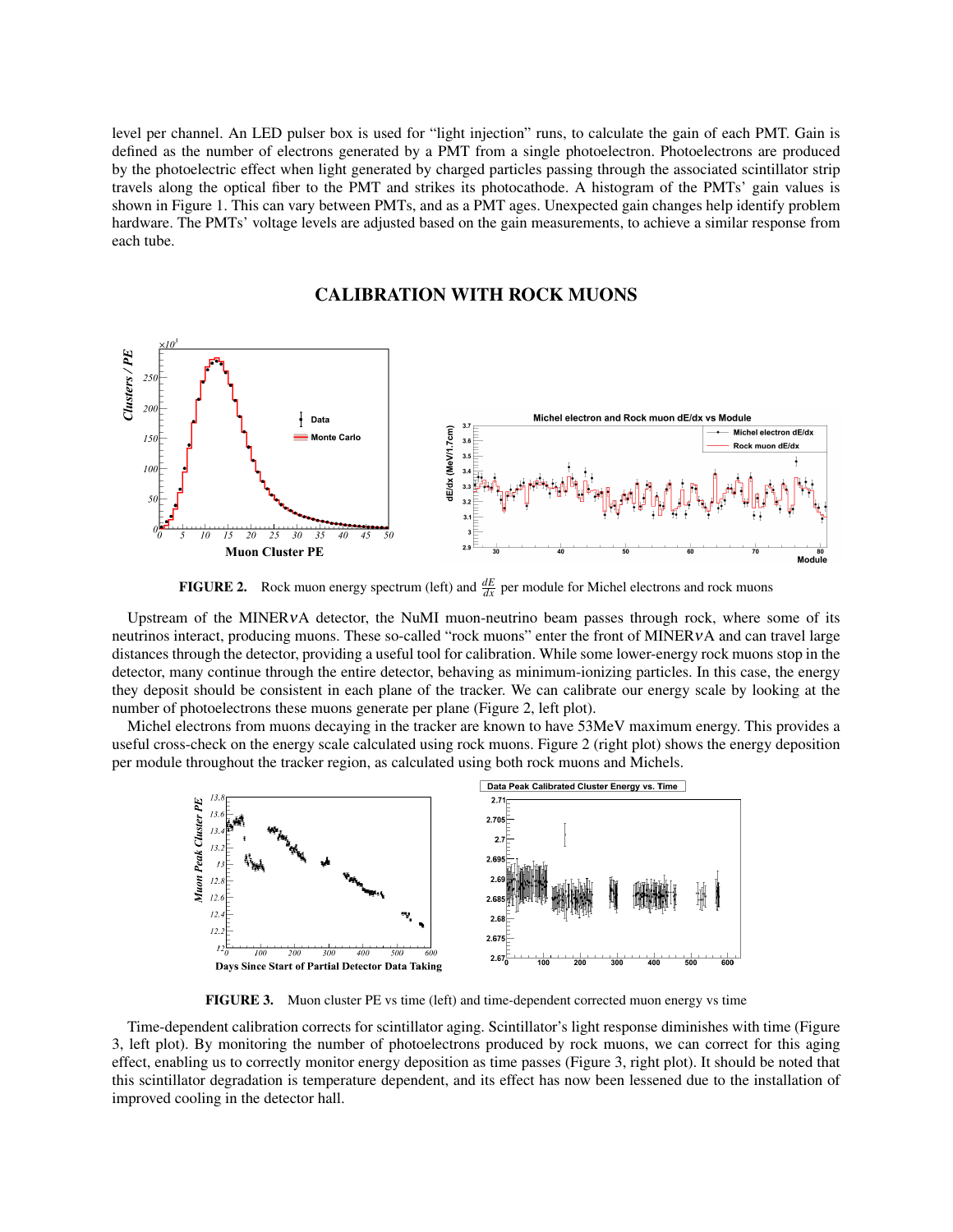level per channel. An LED pulser box is used for "light injection" runs, to calculate the gain of each PMT. Gain is defined as the number of electrons generated by a PMT from a single photoelectron. Photoelectrons are produced by the photoelectric effect when light generated by charged particles passing through the associated scintillator strip travels along the optical fiber to the PMT and strikes its photocathode. A histogram of the PMTs' gain values is shown in Figure 1. This can vary between PMTs, and as a PMT ages. Unexpected gain changes help identify problem hardware. The PMTs' voltage levels are adjusted based on the gain measurements, to achieve a similar response from each tube.

## CALIBRATION WITH ROCK MUONS

**FIGURE 2.** Rock muon energy spectrum (left) and $\frac{dE}{dx}$ per module for Michel electrons and rock muons

Upstream of the MINER$\nu$A detector, the NuMI muon-neutrino beam passes through rock, where some of its neutrinos interact, producing muons. These so-called "rock muons" enter the front of MINER$\nu$A and can travel large distances through the detector, providing a useful tool for calibration. While some lower-energy rock muons stop in the detector, many continue through the entire detector, behaving as minimum-ionizing particles. In this case, the energy they deposit should be consistent in each plane of the tracker. We can calibrate our energy scale by looking at the number of photoelectrons these muons generate per plane (Figure 2, left plot).

Michel electrons from muons decaying in the tracker are known to have 53MeV maximum energy. This provides a useful cross-check on the energy scale calculated using rock muons. Figure 2 (right plot) shows the energy deposition per module throughout the tracker region, as calculated using both rock muons and Michels.

**FIGURE 3.** Muon cluster PE vs time (left) and time-dependent corrected muon energy vs time

Time-dependent calibration corrects for scintillator aging. Scintillator's light response diminishes with time (Figure 3, left plot). By monitoring the number of photoelectrons produced by rock muons, we can correct for this aging effect, enabling us to correctly monitor energy deposition as time passes (Figure 3, right plot). It should be noted that this scintillator degradation is temperature dependent, and its effect has now been lessened due to the installation of improved cooling in the detector hall.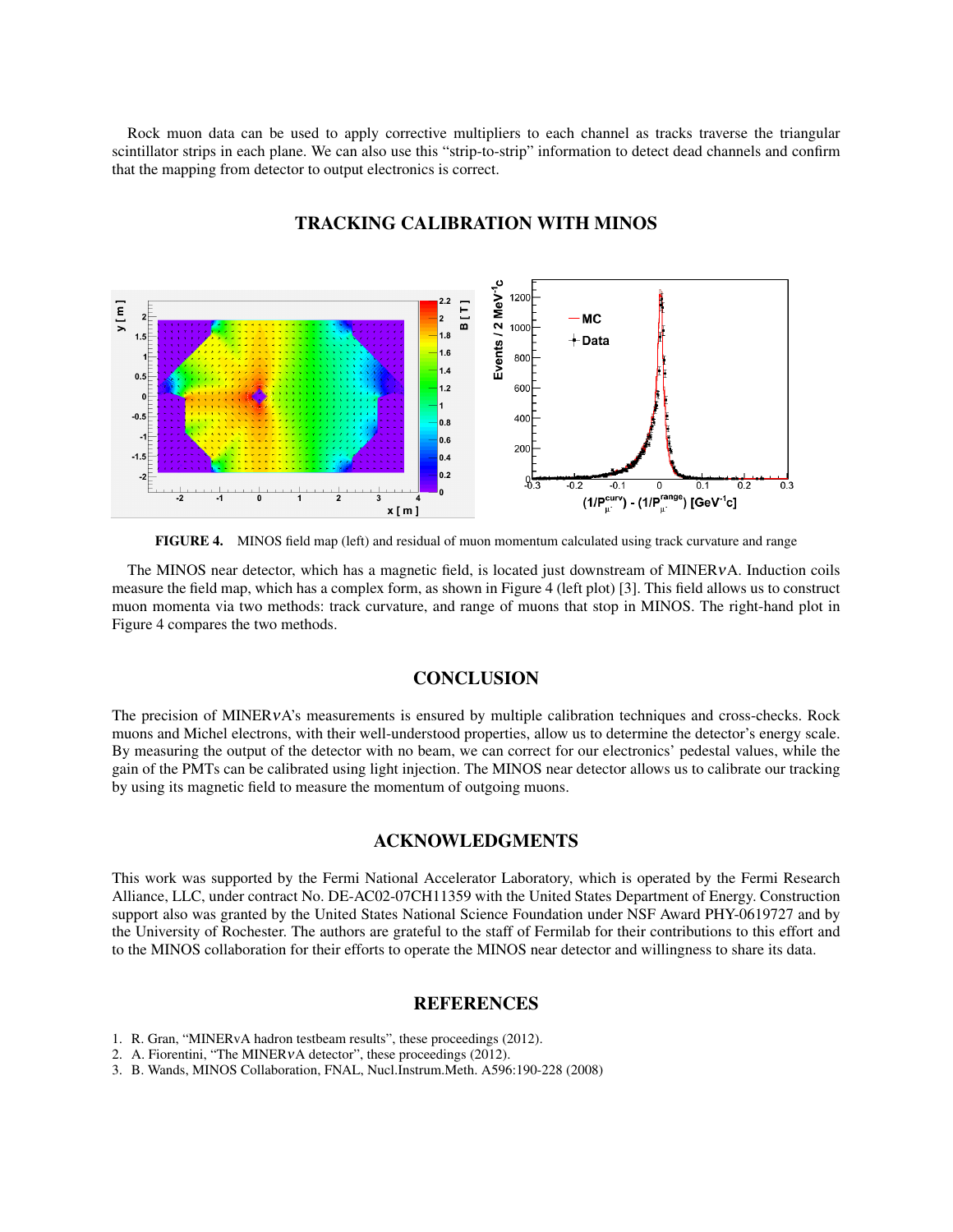Rock muon data can be used to apply corrective multipliers to each channel as tracks traverse the triangular scintillator strips in each plane. We can also use this "strip-to-strip" information to detect dead channels and confirm that the mapping from detector to output electronics is correct.

## TRACKING CALIBRATION WITH MINOS

y [ m ]

x [ m ]

B [ T ]

Events / 2 MeV$^{-1}$c

MC

Data

$(1/P^{curv}_{\mu^-}) - (1/P^{range}_{\mu^-})$ [GeV$^{-1}$c]

**FIGURE 4.** MINOS field map (left) and residual of muon momentum calculated using track curvature and range

The MINOS near detector, which has a magnetic field, is located just downstream of MINER$\nu$A. Induction coils measure the field map, which has a complex form, as shown in Figure 4 (left plot) [3]. This field allows us to construct muon momenta via two methods: track curvature, and range of muons that stop in MINOS. The right-hand plot in Figure 4 compares the two methods.

## CONCLUSION

The precision of MINER$\nu$A's measurements is ensured by multiple calibration techniques and cross-checks. Rock muons and Michel electrons, with their well-understood properties, allow us to determine the detector's energy scale. By measuring the output of the detector with no beam, we can correct for our electronics' pedestal values, while the gain of the PMTs can be calibrated using light injection. The MINOS near detector allows us to calibrate our tracking by using its magnetic field to measure the momentum of outgoing muons.

## ACKNOWLEDGMENTS

This work was supported by the Fermi National Accelerator Laboratory, which is operated by the Fermi Research Alliance, LLC, under contract No. DE-AC02-07CH11359 with the United States Department of Energy. Construction support also was granted by the United States National Science Foundation under NSF Award PHY-0619727 and by the University of Rochester. The authors are grateful to the staff of Fermilab for their contributions to this effort and to the MINOS collaboration for their efforts to operate the MINOS near detector and willingness to share its data.

## REFERENCES

1. R. Gran, "MINERvA hadron testbeam results", these proceedings (2012).
2. A. Fiorentini, "The MINER$\nu$A detector", these proceedings (2012).
3. B. Wands, MINOS Collaboration, FNAL, Nucl.Instrum.Meth. A596:190-228 (2008)